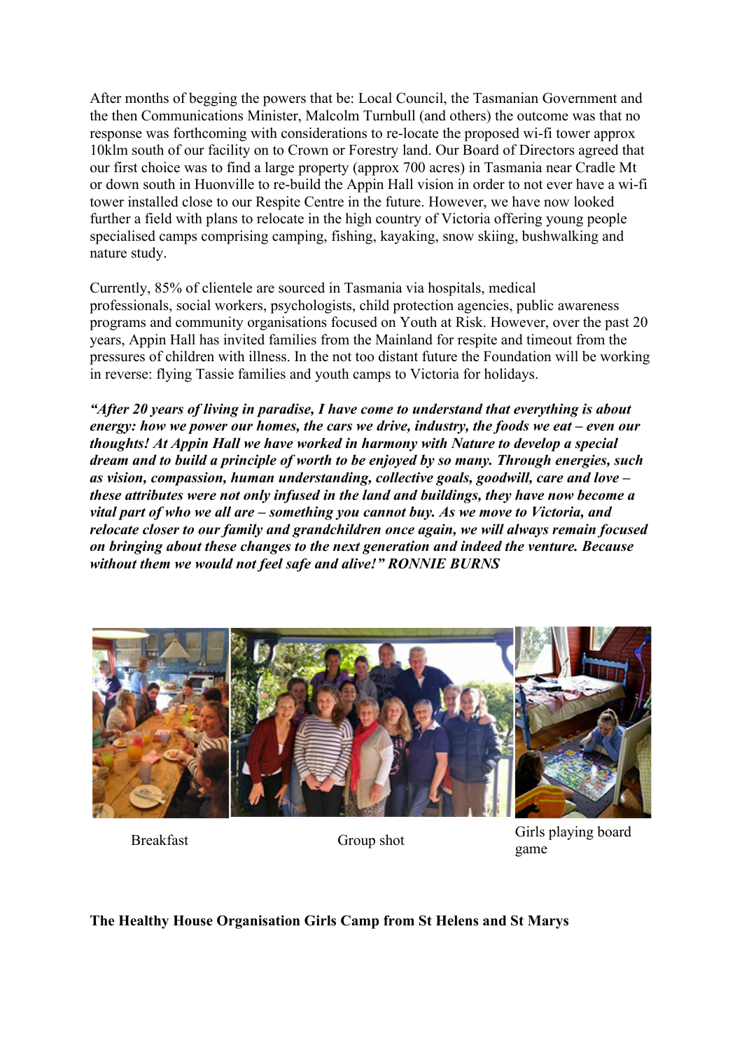After months of begging the powers that be: Local Council, the Tasmanian Government and the then Communications Minister, Malcolm Turnbull (and others) the outcome was that no response was forthcoming with considerations to re-locate the proposed wi-fi tower approx 10klm south of our facility on to Crown or Forestry land. Our Board of Directors agreed that our first choice was to find a large property (approx 700 acres) in Tasmania near Cradle Mt or down south in Huonville to re-build the Appin Hall vision in order to not ever have a wi-fi tower installed close to our Respite Centre in the future. However, we have now looked further a field with plans to relocate in the high country of Victoria offering young people specialised camps comprising camping, fishing, kayaking, snow skiing, bushwalking and nature study.

Currently, 85% of clientele are sourced in Tasmania via hospitals, medical professionals, social workers, psychologists, child protection agencies, public awareness programs and community organisations focused on Youth at Risk. However, over the past 20 years, Appin Hall has invited families from the Mainland for respite and timeout from the pressures of children with illness. In the not too distant future the Foundation will be working in reverse: flying Tassie families and youth camps to Victoria for holidays.

***"After 20 years of living in paradise, I have come to understand that everything is about energy: how we power our homes, the cars we drive, industry, the foods we eat – even our thoughts! At Appin Hall we have worked in harmony with Nature to develop a special dream and to build a principle of worth to be enjoyed by so many. Through energies, such as vision, compassion, human understanding, collective goals, goodwill, care and love – these attributes were not only infused in the land and buildings, they have now become a vital part of who we all are – something you cannot buy. As we move to Victoria, and relocate closer to our family and grandchildren once again, we will always remain focused on bringing about these changes to the next generation and indeed the venture. Because without them we would not feel safe and alive!" RONNIE BURNS***

Breakfast

Group shot

Girls playing board game

**The Healthy House Organisation Girls Camp from St Helens and St Marys**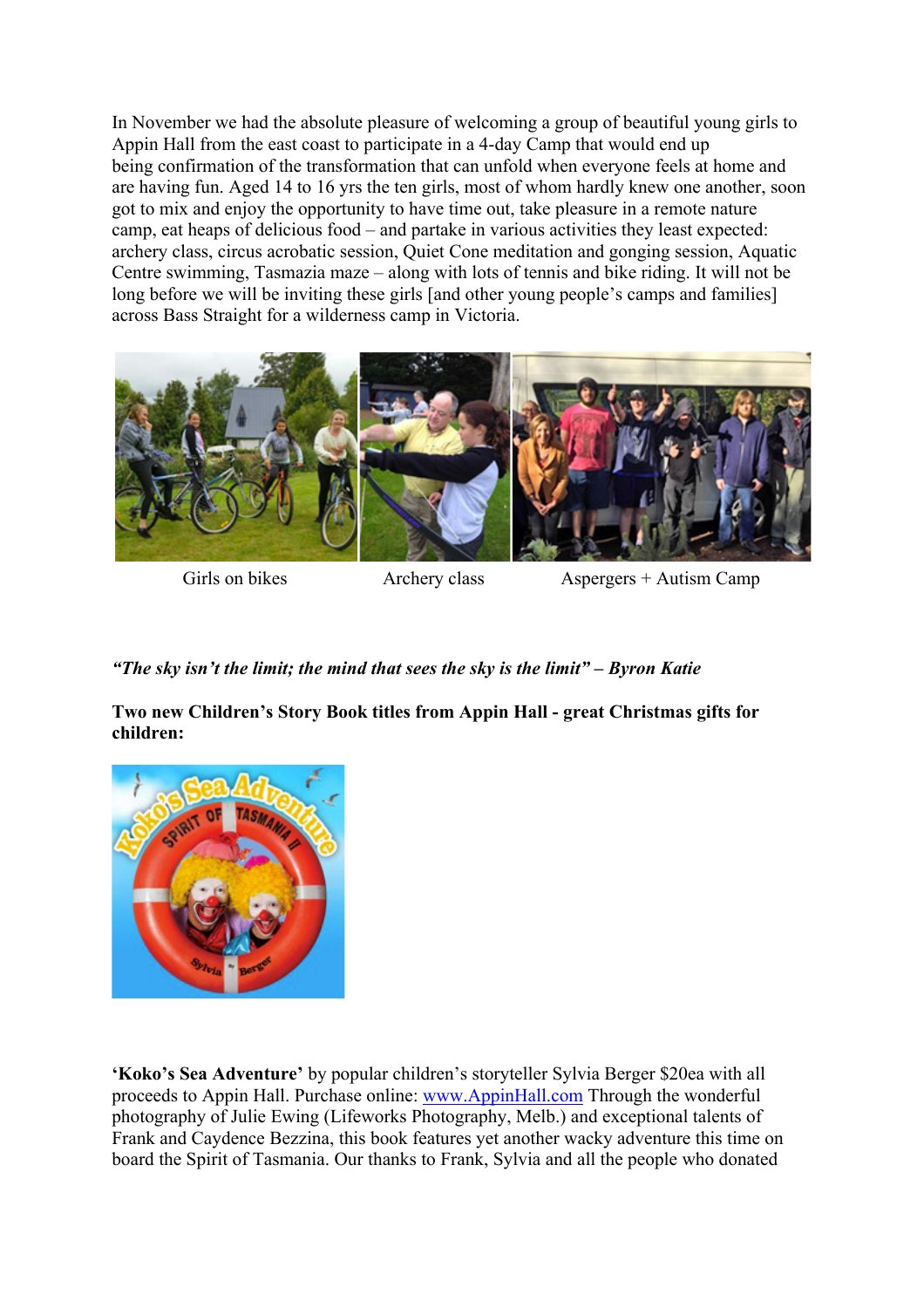In November we had the absolute pleasure of welcoming a group of beautiful young girls to Appin Hall from the east coast to participate in a 4-day Camp that would end up being confirmation of the transformation that can unfold when everyone feels at home and are having fun. Aged 14 to 16 yrs the ten girls, most of whom hardly knew one another, soon got to mix and enjoy the opportunity to have time out, take pleasure in a remote nature camp, eat heaps of delicious food – and partake in various activities they least expected: archery class, circus acrobatic session, Quiet Cone meditation and gonging session, Aquatic Centre swimming, Tasmazia maze – along with lots of tennis and bike riding. It will not be long before we will be inviting these girls [and other young people's camps and families] across Bass Straight for a wilderness camp in Victoria.

Girls on bikes | Archery class | Aspergers + Autism Camp

***"The sky isn't the limit; the mind that sees the sky is the limit" – Byron Katie***

**Two new Children's Story Book titles from Appin Hall - great Christmas gifts for children:**

**'Koko's Sea Adventure'** by popular children's storyteller Sylvia Berger $20ea with all proceeds to Appin Hall. Purchase online: www.AppinHall.com Through the wonderful photography of Julie Ewing (Lifeworks Photography, Melb.) and exceptional talents of Frank and Caydence Bezzina, this book features yet another wacky adventure this time on board the Spirit of Tasmania. Our thanks to Frank, Sylvia and all the people who donated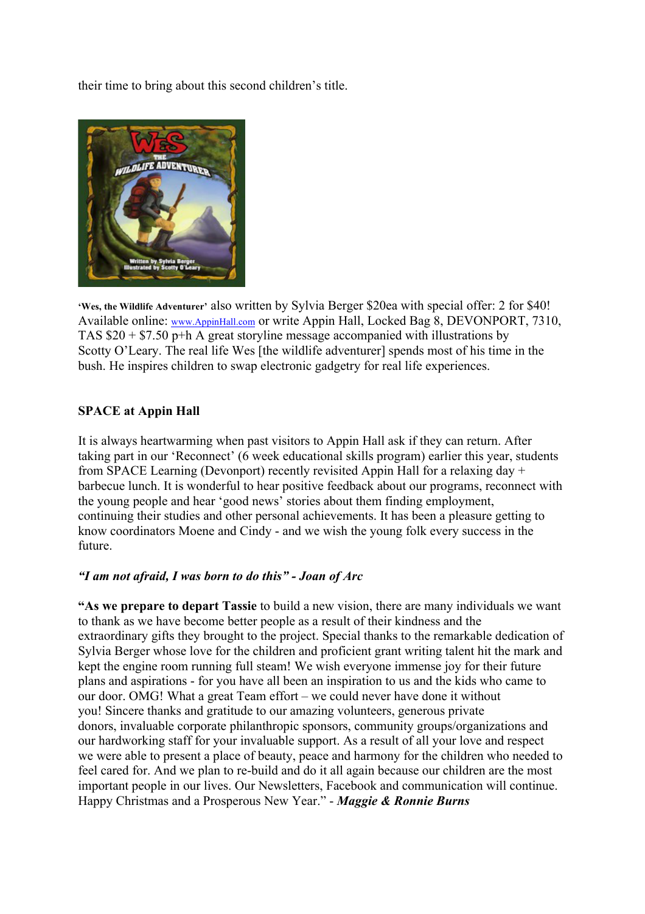their time to bring about this second children's title.

**'Wes, the Wildlife Adventurer'** also written by Sylvia Berger $20ea with special offer: 2 for $40! Available online: www.AppinHall.com or write Appin Hall, Locked Bag 8, DEVONPORT, 7310, TAS $20 + $7.50 p+h A great storyline message accompanied with illustrations by Scotty O'Leary. The real life Wes [the wildlife adventurer] spends most of his time in the bush. He inspires children to swap electronic gadgetry for real life experiences.

**SPACE at Appin Hall**

It is always heartwarming when past visitors to Appin Hall ask if they can return. After taking part in our 'Reconnect' (6 week educational skills program) earlier this year, students from SPACE Learning (Devonport) recently revisited Appin Hall for a relaxing day + barbecue lunch. It is wonderful to hear positive feedback about our programs, reconnect with the young people and hear 'good news' stories about them finding employment, continuing their studies and other personal achievements. It has been a pleasure getting to know coordinators Moene and Cindy - and we wish the young folk every success in the future.

***"I am not afraid, I was born to do this" - Joan of Arc***

**"As we prepare to depart Tassie** to build a new vision, there are many individuals we want to thank as we have become better people as a result of their kindness and the extraordinary gifts they brought to the project. Special thanks to the remarkable dedication of Sylvia Berger whose love for the children and proficient grant writing talent hit the mark and kept the engine room running full steam! We wish everyone immense joy for their future plans and aspirations - for you have all been an inspiration to us and the kids who came to our door. OMG! What a great Team effort – we could never have done it without you! Sincere thanks and gratitude to our amazing volunteers, generous private donors, invaluable corporate philanthropic sponsors, community groups/organizations and our hardworking staff for your invaluable support. As a result of all your love and respect we were able to present a place of beauty, peace and harmony for the children who needed to feel cared for. And we plan to re-build and do it all again because our children are the most important people in our lives. Our Newsletters, Facebook and communication will continue. Happy Christmas and a Prosperous New Year." - ***Maggie & Ronnie Burns***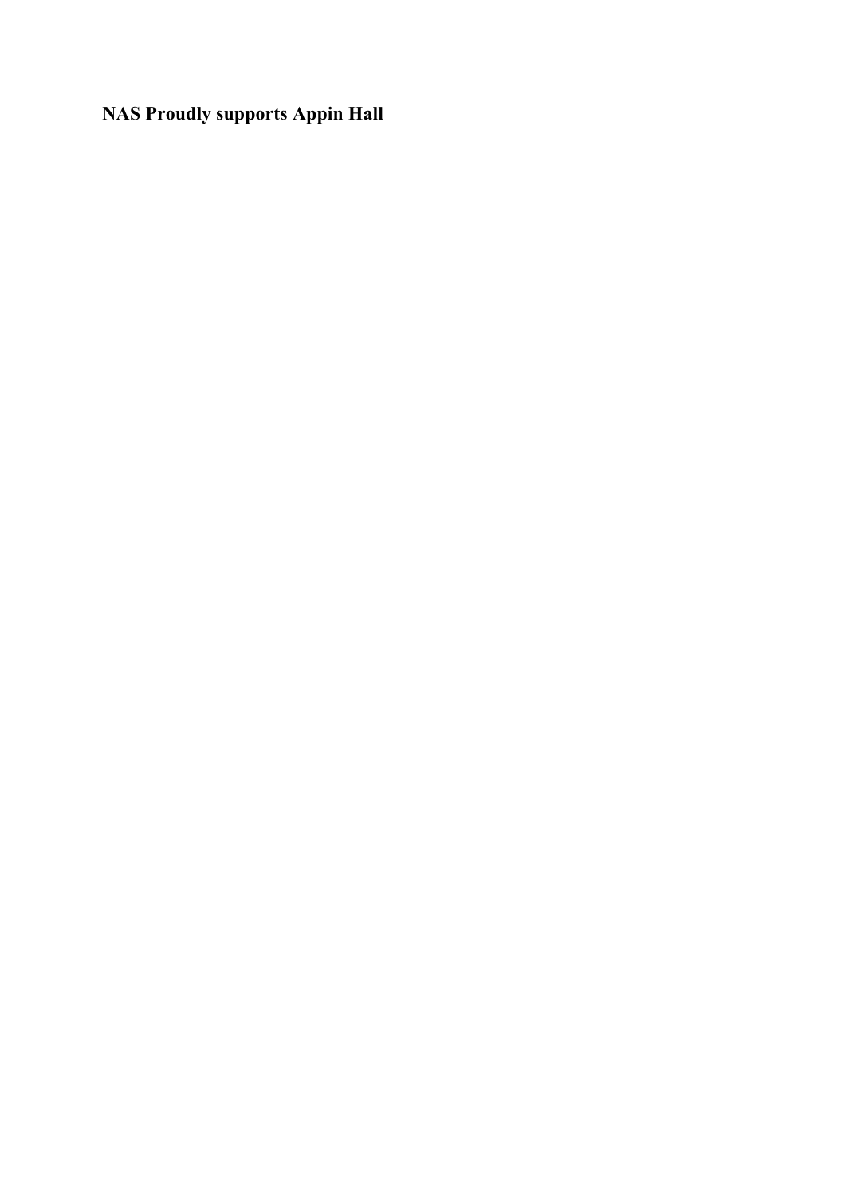**NAS Proudly supports Appin Hall**